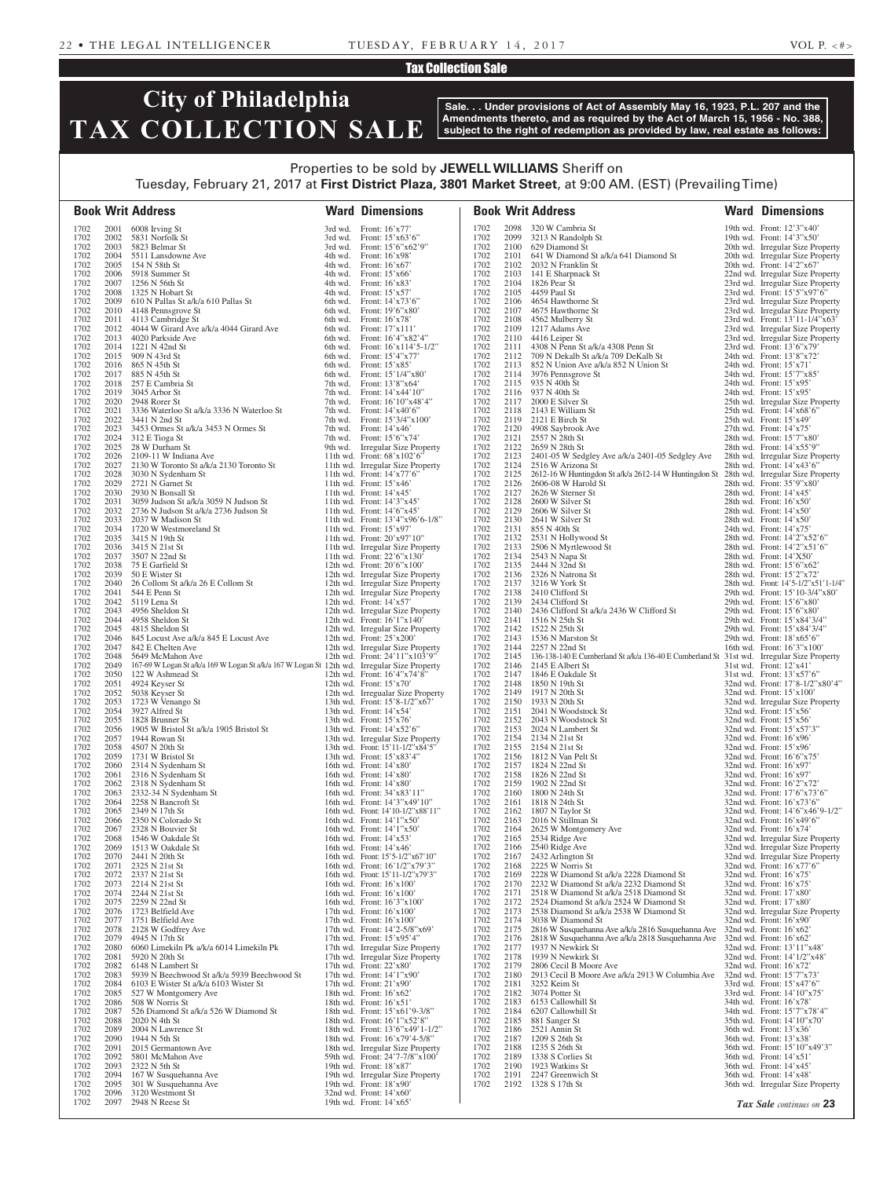Tax Collection Sale

# City of Philadelphia TAX COLLECTION SALE

**Sale. . . Under provisions of Act of Assembly May 16, 1923, P.L. 207 and the Amendments thereto, and as required by the Act of March 15, 1956 - No. 388, subject to the right of redemption as provided by law, real estate as follows:**

Properties to be sold by **JEWELL WILLIAMS** Sheriff on
Tuesday, February 21, 2017 at **First District Plaza, 3801 Market Street**, at 9:00 AM. (EST) (Prevailing Time)

| Book | Writ | Address | Ward | Dimensions |
|---|---|---|---|---|
| 1702 | 2001 | 6008 Irving St | 3rd wd. | Front: 16'x77' |
| 1702 | 2002 | 5831 Norfolk St | 3rd wd. | Front: 15'x63'6" |
| 1702 | 2003 | 5823 Belmar St | 3rd wd. | Front: 15'6"x62'9" |
| 1702 | 2004 | 5511 Lansdowne Ave | 4th wd. | Front: 16'x98' |
| 1702 | 2005 | 154 N 58th St | 4th wd. | Front: 16'x67' |
| 1702 | 2006 | 5918 Summer St | 4th wd. | Front: 15'x66' |
| 1702 | 2007 | 1256 N 56th St | 4th wd. | Front: 16'x83' |
| 1702 | 2008 | 1325 N Hobart St | 4th wd. | Front: 15'x57' |
| 1702 | 2009 | 610 N Pallas St a/k/a 610 Pallas St | 6th wd. | Front: 14'x73'6" |
| 1702 | 2010 | 4148 Pennsgrove St | 6th wd. | Front: 19'6"x80' |
| 1702 | 2011 | 4113 Cambridge St | 6th wd. | Front: 16'x78' |
| 1702 | 2012 | 4044 W Girard Ave a/k/a 4044 Girard Ave | 6th wd. | Front: 17'x111' |
| 1702 | 2013 | 4020 Parkside Ave | 6th wd. | Front: 16'x4"x82'4" |
| 1702 | 2014 | 1221 N 42nd St | 6th wd. | Front: 16'x114'5-1/2" |
| 1702 | 2015 | 909 N 43rd St | 6th wd. | Front: 15'4"x77' |
| 1702 | 2016 | 865 N 45th St | 6th wd. | Front: 15'x85' |
| 1702 | 2017 | 885 N 45th St | 6th wd. | Front: 15'1/4"x80' |
| 1702 | 2018 | 257 E Cambria St | 7th wd. | Front: 13'8"x64' |
| 1702 | 2019 | 3045 Arbor St | 7th wd. | Front: 14'x44'10" |
| 1702 | 2020 | 2948 Rorer St | 7th wd. | Front: 16'10"x48'4" |
| 1702 | 2021 | 3336 Waterloo St a/k/a 3336 N Waterloo St | 7th wd. | Front: 14'x40'6" |
| 1702 | 2022 | 3441 N 2nd St | 7th wd. | Front: 15'3/4"x100' |
| 1702 | 2023 | 3453 Ormes St a/k/a 3453 N Ormes St | 7th wd. | Front: 14'x46' |
| 1702 | 2024 | 312 E Tioga St | 7th wd. | Front: 15'6"x74' |
| 1702 | 2025 | 28 W Durham St | 9th wd. | Irregular Size Property |
| 1702 | 2026 | 2109-11 W Indiana Ave | 11th wd. | Front: 68'x102'6" |
| 1702 | 2027 | 2130 W Toronto St a/k/a 2130 Toronto St | 11th wd. | Irregular Size Property |
| 1702 | 2028 | 3030 N Sydenham St | 11th wd. | Front: 14'x77'6" |
| 1702 | 2029 | 2721 N Garnet St | 11th wd. | Front: 15'x46' |
| 1702 | 2030 | 2930 N Bonsall St | 11th wd. | Front: 14'x45' |
| 1702 | 2031 | 3059 Judson St a/k/a 3059 N Judson St | 11th wd. | Front: 14'3"x45' |
| 1702 | 2032 | 2736 N Judson St a/k/a 2736 Judson St | 11th wd. | Front: 16'x45' |
| 1702 | 2033 | 2037 W Madison St | 11th wd. | Front: 13'4"x96'6-1/8" |
| 1702 | 2034 | 1720 W Westmoreland St | 11th wd. | Front: 15'x97' |
| 1702 | 2035 | 3415 N 19th St | 11th wd. | Front: 20'x97'10" |
| 1702 | 2036 | 3415 N 21st St | 11th wd. | Irregular Size Property |
| 1702 | 2037 | 3507 N 22nd St | 11th wd. | Front: 22'6"x130' |
| 1702 | 2038 | 75 E Garfield St | 12th wd. | Front: 20'6"x100' |
| 1702 | 2039 | 50 E Wister St | 12th wd. | Irregular Size Property |
| 1702 | 2040 | 26 Collom St a/k/a 26 E Collom St | 12th wd. | Irregular Size Property |
| 1702 | 2041 | 544 E Penn St | 12th wd. | Irregular Size Property |
| 1702 | 2042 | 5119 Lena St | 12th wd. | Front: 14'x57' |
| 1702 | 2043 | 4956 Sheldon St | 12th wd. | Irregular Size Property |
| 1702 | 2044 | 4958 Sheldon St | 12th wd. | Front: 16'1"x140' |
| 1702 | 2045 | 4815 Sheldon St | 12th wd. | Irregular Size Property |
| 1702 | 2046 | 845 Locust Ave a/k/a 845 E Locust Ave | 12th wd. | Front: 25'x200' |
| 1702 | 2047 | 842 E Chelten Ave | 12th wd. | Irregular Size Property |
| 1702 | 2048 | 5649 McMahon Ave | 12th wd. | Front: 24'11"x103'9" |
| 1702 | 2049 | 167-69 W Logan St a/k/a 169 W Logan St a/k/a 167 W Logan St | 12th wd. | Irregular Size Property |
| 1702 | 2050 | 122 W Ashmead St | 12th wd. | Front: 16'4"x74'8" |
| 1702 | 2051 | 4924 Keyser St | 12th wd. | Front: 15'x70' |
| 1702 | 2052 | 5038 Keyser St | 12th wd. | Irregualar Size Property |
| 1702 | 2053 | 1723 W Venango St | 13th wd. | Front: 15'8-1/2"x67' |
| 1702 | 2054 | 3927 Alfred St | 13th wd. | Front: 14'x54' |
| 1702 | 2055 | 1828 Brunner St | 13th wd. | Front: 15'x76' |
| 1702 | 2056 | 1905 W Bristol St a/k/a 1905 Bristol St | 13th wd. | Front: 14'x52'6" |
| 1702 | 2057 | 1944 Rowan St | 13th wd. | Irregular Size Property |
| 1702 | 2058 | 4507 N 20th St | 13th wd. | Front: 15'11-1/2"x84'5" |
| 1702 | 2059 | 1731 W Bristol St | 13th wd. | Front: 15'x83'4" |
| 1702 | 2060 | 2314 N Sydenham St | 16th wd. | Front: 14'x80' |
| 1702 | 2061 | 2316 N Sydenham St | 16th wd. | Front: 14'x80' |
| 1702 | 2062 | 2318 N Sydenham St | 16th wd. | Front: 14'x80' |
| 1702 | 2063 | 2332-34 N Sydenham St | 16th wd. | Front: 34'x83'11" |
| 1702 | 2064 | 2258 N Bancroft St | 16th wd. | Front: 14'3"x49'10" |
| 1702 | 2065 | 2349 N 17th St | 16th wd. | Front: 14'10-1/2"x88'11" |
| 1702 | 2066 | 2350 N Colorado St | 16th wd. | Front: 14'1"x50' |
| 1702 | 2067 | 2328 N Bouvier St | 16th wd. | Front: 14'1"x50' |
| 1702 | 2068 | 1546 W Oakdale St | 16th wd. | Front: 14'x53' |
| 1702 | 2069 | 1513 W Oakdale St | 16th wd. | Front: 14'x46' |
| 1702 | 2070 | 2441 N 20th St | 16th wd. | Front: 15'5-1/2"x67'10" |
| 1702 | 2071 | 2325 N 21st St | 16th wd. | Front: 16'1/2"x79'3" |
| 1702 | 2072 | 2337 N 21st St | 16th wd. | Front: 15'11-1/2"x79'3" |
| 1702 | 2073 | 2214 N 21st St | 16th wd. | Front: 16'x100' |
| 1702 | 2074 | 2244 N 21st St | 16th wd. | Front: 16'x100' |
| 1702 | 2075 | 2259 N 22nd St | 16th wd. | Front: 16'3"x100' |
| 1702 | 2076 | 1723 Belfield Ave | 17th wd. | Front: 16'x100' |
| 1702 | 2077 | 1751 Belfield Ave | 17th wd. | Front: 16'x100' |
| 1702 | 2078 | 2128 W Godfrey Ave | 17th wd. | Front: 14'2-5/8"x69' |
| 1702 | 2079 | 4945 N 17th St | 17th wd. | Front: 15'x95'4" |
| 1702 | 2080 | 6060 Limekiln Pk a/k/a 6014 Limekiln Pk | 17th wd. | Irregular Size Property |
| 1702 | 2081 | 5920 N 20th St | 17th wd. | Irregular Size Property |
| 1702 | 2082 | 6148 N Lambert St | 17th wd. | Front: 22'x80' |
| 1702 | 2083 | 5939 N Beechwood St a/k/a 5939 Beechwood St | 17th wd. | Front: 14'1"x90' |
| 1702 | 2084 | 6103 E Wister St a/k/a 6103 Wister St | 17th wd. | Front: 21'x90' |
| 1702 | 2085 | 527 W Montgomery Ave | 18th wd. | Front: 16'x62' |
| 1702 | 2086 | 508 W Norris St | 18th wd. | Front: 16'x51' |
| 1702 | 2087 | 526 Diamond St a/k/a 526 W Diamond St | 18th wd. | Front: 15'x61'9-3/8" |
| 1702 | 2088 | 2020 N 4th St | 18th wd. | Front: 16'1"x52'8" |
| 1702 | 2089 | 2004 N Lawrence St | 18th wd. | Front: 13'6"x49'1-1/2" |
| 1702 | 2090 | 1944 N 5th St | 18th wd. | Front: 16'x79'4-5/8" |
| 1702 | 2091 | 2015 Germantown Ave | 18th wd. | Irregular Size Property |
| 1702 | 2092 | 5801 McMahon Ave | 59th wd. | Front: 24'7-7/8"x100' |
| 1702 | 2093 | 2322 N 5th St | 19th wd. | Front: 18'x87' |
| 1702 | 2094 | 167 W Susquehanna Ave | 19th wd. | Irregular Size Property |
| 1702 | 2095 | 301 W Susquehanna Ave | 19th wd. | Front: 18'x90' |
| 1702 | 2096 | 3120 Westmont St | 32nd wd. | Front: 14'x60' |
| 1702 | 2097 | 2948 N Reese St | 19th wd. | Front: 14'x65' |
| 1702 | 2098 | 320 W Cambria St | 19th wd. | Front: 12'3"x40' |
| 1702 | 2099 | 3213 N Randolph St | 19th wd. | Front: 14'3"x50' |
| 1702 | 2100 | 629 Diamond St | 20th wd. | Irregular Size Property |
| 1702 | 2101 | 641 W Diamond St a/k/a 641 Diamond St | 20th wd. | Irregular Size Property |
| 1702 | 2102 | 2032 N Franklin St | 20th wd. | Front: 14'2"x67' |
| 1702 | 2103 | 141 E Sharpnack St | 22nd wd. | Irregular Size Property |
| 1702 | 2104 | 1826 Pear St | 23rd wd. | Irregular Size Property |
| 1702 | 2105 | 4459 Paul St | 23rd wd. | Front: 15'5"x97'6" |
| 1702 | 2106 | 4654 Hawthorne St | 23rd wd. | Irregular Size Property |
| 1702 | 2107 | 4675 Hawthorne St | 23rd wd. | Irregular Size Property |
| 1702 | 2108 | 4562 Mulberry St | 23rd wd. | Front: 13'11-1/4"x63' |
| 1702 | 2109 | 1217 Adams Ave | 23rd wd. | Irregular Size Property |
| 1702 | 2110 | 4416 Leiper St | 23rd wd. | Irregular Size Property |
| 1702 | 2111 | 4308 N Penn St a/k/a 4308 Penn St | 23rd wd. | Front: 13'6"x79' |
| 1702 | 2112 | 709 N Dekalb St a/k/a 709 DeKalb St | 24th wd. | Front: 13'8"x72' |
| 1702 | 2113 | 852 N Union Ave a/k/a 852 N Union St | 24th wd. | Front: 15'x71' |
| 1702 | 2114 | 3976 Pennsgrove St | 24th wd. | Front: 15'7"x85' |
| 1702 | 2115 | 935 N 40th St | 24th wd. | Front: 15'x95' |
| 1702 | 2116 | 937 N 40th St | 24th wd. | Front: 15'x95' |
| 1702 | 2117 | 2000 E Silver St | 25th wd. | Irregular Size Property |
| 1702 | 2118 | 2143 E William St | 25th wd. | Front: 14'x68'6" |
| 1702 | 2119 | 2121 E Birch St | 25th wd. | Front: 15'x49' |
| 1702 | 2120 | 4908 Saybrook Ave | 27th wd. | Front: 14'x75' |
| 1702 | 2121 | 2557 N 28th St | 28th wd. | Front: 15'7"x80' |
| 1702 | 2122 | 2659 N 28th St | 28th wd. | Front: 14'x55'9" |
| 1702 | 2123 | 2401-05 W Sedgley Ave a/k/a 2401-05 Sedgley Ave | 28th wd. | Irregular Size Property |
| 1702 | 2124 | 2516 W Arizona St | 28th wd. | Front: 14'x43'6" |
| 1702 | 2125 | 2612-16 W Huntingdon St a/k/a 2612-14 W Huntingdon St | 28th wd. | Irregular Size Property |
| 1702 | 2126 | 2606-08 W Harold St | 28th wd. | Front: 35'9"x80' |
| 1702 | 2127 | 2626 W Sterner St | 28th wd. | Front: 14'x45' |
| 1702 | 2128 | 2600 W Silver St | 28th wd. | Front: 16'x50' |
| 1702 | 2129 | 2606 W Silver St | 28th wd. | Front: 14'x50' |
| 1702 | 2130 | 2641 W Silver St | 28th wd. | Front: 14'x50' |
| 1702 | 2131 | 855 N 40th St | 24th wd. | Front: 14'x75' |
| 1702 | 2132 | 2531 N Hollywood St | 28th wd. | Front: 14'2"x52'6" |
| 1702 | 2133 | 2506 N Myrtlewood St | 28th wd. | Front: 14'2"x51'6" |
| 1702 | 2134 | 2543 N Napa St | 28th wd. | Front: 14'X50' |
| 1702 | 2135 | 2444 N 32nd St | 28th wd. | Front: 15'6"x62' |
| 1702 | 2136 | 2326 N Natrona St | 28th wd. | Front: 15'2"x72' |
| 1702 | 2137 | 3216 W York St | 28th wd. | Front: 14'5-1/2"x51'1-1/4" |
| 1702 | 2138 | 2410 Clifford St | 29th wd. | Front: 15'10-3/4"x80' |
| 1702 | 2139 | 2434 Clifford St | 29th wd. | Front: 15'6"x80' |
| 1702 | 2140 | 2436 Clifford St a/k/a 2436 W Clifford St | 29th wd. | Front: 15'6"x80' |
| 1702 | 2141 | 1516 N 25th St | 29th wd. | Front: 15'x84'3/4" |
| 1702 | 2142 | 1522 N 25th St | 29th wd. | Front: 15'x84'3/4" |
| 1702 | 2143 | 1536 N Marston St | 29th wd. | Front: 18'x65'6" |
| 1702 | 2144 | 2257 N 22nd St | 16th wd. | Front: 16'3"x100' |
| 1702 | 2145 | 136-138-140 E Cumberland St a/k/a 136-40 E Cumberland St | 31st wd. | Irregular Size Property |
| 1702 | 2146 | 2145 E Albert St | 31st wd. | Front: 12'x41' |
| 1702 | 2147 | 1846 E Oakdale St | 31st wd. | Front: 13'x57'6" |
| 1702 | 2148 | 1850 N 19th St | 32nd wd. | Front: 17'8-1/2"x80'4" |
| 1702 | 2149 | 1917 N 20th St | 32nd wd. | Front: 15'x100' |
| 1702 | 2150 | 1933 N 20th St | 32nd wd. | Irregular Size Property |
| 1702 | 2151 | 2041 N Woodstock St | 32nd wd. | Front: 15'x56' |
| 1702 | 2152 | 2043 N Woodstock St | 32nd wd. | Front: 15'x56' |
| 1702 | 2153 | 2024 N Lambert St | 32nd wd. | Front: 15'x57'3" |
| 1702 | 2154 | 2134 N 21st St | 32nd wd. | Front: 16'x96' |
| 1702 | 2155 | 2154 N 21st St | 32nd wd. | Front: 15'x96' |
| 1702 | 2156 | 1812 N Van Pelt St | 32nd wd. | Front: 16'6"x75' |
| 1702 | 2157 | 1824 N 22nd St | 32nd wd. | Front: 16'x97' |
| 1702 | 2158 | 1826 N 22nd St | 32nd wd. | Front: 16'x97' |
| 1702 | 2159 | 1902 N 22nd St | 32nd wd. | Front: 16'2"x72' |
| 1702 | 2160 | 1800 N 24th St | 32nd wd. | Front: 17'6"x73'6" |
| 1702 | 2161 | 1818 N 24th St | 32nd wd. | Front: 16'x73'6" |
| 1702 | 2162 | 1807 N Taylor St | 32nd wd. | Front: 14'6"x46'9-1/2" |
| 1702 | 2163 | 2016 N Stillman St | 32nd wd. | Front: 16'x49'6" |
| 1702 | 2164 | 2625 W Montgomery Ave | 32nd wd. | Front: 16'x74' |
| 1702 | 2165 | 2534 Ridge Ave | 32nd wd. | Irregular Size Property |
| 1702 | 2166 | 2540 Ridge Ave | 32nd wd. | Irregular Size Property |
| 1702 | 2167 | 2432 Arlington St | 32nd wd. | Irregular Size Property |
| 1702 | 2168 | 2225 W Norris St | 32nd wd. | Front: 16'x77'6" |
| 1702 | 2169 | 2228 W Diamond St a/k/a 2228 Diamond St | 32nd wd. | Front: 16'x75' |
| 1702 | 2170 | 2232 W Diamond St a/k/a 2232 Diamond St | 32nd wd. | Front: 16'x75' |
| 1702 | 2171 | 2518 W Diamond St a/k/a 2518 Diamond St | 32nd wd. | Front: 17'x80' |
| 1702 | 2172 | 2524 Diamond St a/k/a 2524 W Diamond St | 32nd wd. | Front: 17'x80' |
| 1702 | 2173 | 2538 Diamond St a/k/a 2538 W Diamond St | 32nd wd. | Irregular Size Property |
| 1702 | 2174 | 3038 W Diamond St | 32nd wd. | Front: 16'x90' |
| 1702 | 2175 | 2816 W Susquehanna Ave a/k/a 2816 Susquehanna Ave | 32nd wd. | Front: 16'x62' |
| 1702 | 2176 | 2818 W Susquehanna Ave a/k/a 2818 Susquehanna Ave | 32nd wd. | Front: 16'x62' |
| 1702 | 2177 | 1937 N Newkirk St | 32nd wd. | Front: 13'11"x48' |
| 1702 | 2178 | 1939 N Newkirk St | 32nd wd. | Front: 14'1/2"x48' |
| 1702 | 2179 | 2806 Cecil B Moore Ave | 32nd wd. | Front: 16'x72' |
| 1702 | 2180 | 2913 Cecil B Moore Ave a/k/a 2913 W Columbia Ave | 32nd wd. | Front: 15'7"x73' |
| 1702 | 2181 | 3252 Keim St | 33rd wd. | Front: 15'x47'6" |
| 1702 | 2182 | 3074 Potter St | 33rd wd. | Front: 14'10"x75' |
| 1702 | 2183 | 6153 Callowhill St | 34th wd. | Front: 16'x78' |
| 1702 | 2184 | 6207 Callowhill St | 34th wd. | Front: 15'7"x78'4" |
| 1702 | 2185 | 881 Sanger St | 35th wd. | Front: 14'10"x70' |
| 1702 | 2186 | 2521 Annin St | 36th wd. | Front: 13'x36' |
| 1702 | 2187 | 1209 S 26th St | 36th wd. | Front: 13'x38' |
| 1702 | 2188 | 1235 S 26th St | 36th wd. | Front: 15'10"x49'3" |
| 1702 | 2189 | 1338 S Corlies St | 36th wd. | Front: 14'x51' |
| 1702 | 2190 | 1923 Watkins St | 36th wd. | Front: 14'x45' |
| 1702 | 2191 | 2247 Greenwich St | 36th wd. | Front: 14'x48' |
| 1702 | 2192 | 1328 S 17th St | 36th wd. | Irregular Size Property |

*Tax Sale continues on* **23**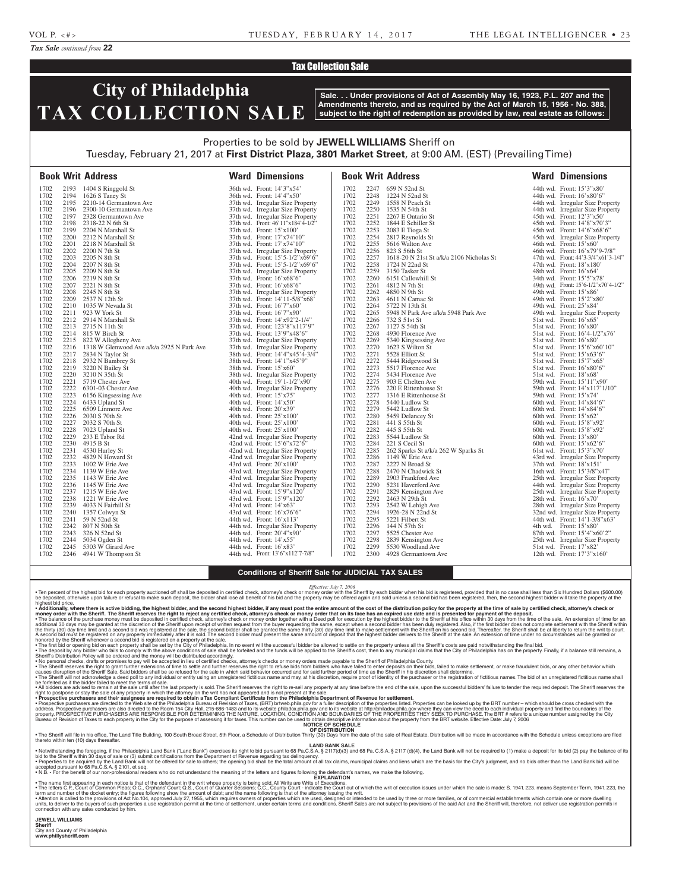*Tax Sale continued from 22*

## Tax Collection Sale

# City of Philadelphia TAX COLLECTION SALE

**Sale. . . Under provisions of Act of Assembly May 16, 1923, P.L. 207 and the Amendments thereto, and as required by the Act of March 15, 1956 - No. 388, subject to the right of redemption as provided by law, real estate as follows:**

Properties to be sold by **JEWELL WILLIAMS** Sheriff on Tuesday, February 21, 2017 at **First District Plaza, 3801 Market Street**, at 9:00 AM. (EST) (Prevailing Time)

| Book | Writ | Address | Ward | Dimensions |
|---|---|---|---|---|
| 1702 | 2193 | 1404 S Ringgold St | 36th wd. | Front: 14'3"x54' |
| 1702 | 2194 | 1626 S Taney St | 36th wd. | Front: 14'4"x50' |
| 1702 | 2195 | 2210-14 Germantown Ave | 37th wd. | Irregular Size Property |
| 1702 | 2196 | 2300-10 Germantown Ave | 37th wd. | Irregular Size Property |
| 1702 | 2197 | 2328 Germantown Ave | 37th wd. | Irregular Size Property |
| 1702 | 2198 | 2318-22 N 6th St | 37th wd. | Front: 46'11"x184'4-1/2" |
| 1702 | 2199 | 2204 N Marshall St | 37th wd. | Front: 15'x100' |
| 1702 | 2200 | 2212 N Marshall St | 37th wd. | Front: 17'x74'10" |
| 1702 | 2201 | 2218 N Marshall St | 37th wd. | Front: 17'x74'10" |
| 1702 | 2202 | 2200 N 7th St | 37th wd. | Irregular Size Property |
| 1702 | 2203 | 2205 N 8th St | 37th wd. | Front: 15'5-1/2"x69'6" |
| 1702 | 2204 | 2207 N 8th St | 37th wd. | Front: 15'5-1/2"x69'6" |
| 1702 | 2205 | 2209 N 8th St | 37th wd. | Irregular Size Property |
| 1702 | 2206 | 2219 N 8th St | 37th wd. | Front: 16'x68'6" |
| 1702 | 2207 | 2221 N 8th St | 37th wd. | Front: 16'x68'6" |
| 1702 | 2208 | 2245 N 8th St | 37th wd. | Irregular Size Property |
| 1702 | 2209 | 2537 N 12th St | 37th wd. | Front: 14'11-5/8"x68' |
| 1702 | 2210 | 1035 W Nevada St | 37th wd. | Front: 16'7"x60' |
| 1702 | 2211 | 923 W York St | 37th wd. | Front: 16'7"x90' |
| 1702 | 2212 | 2914 N Marshall St | 37th wd. | Front: 14'x92'2-1/4" |
| 1702 | 2213 | 2715 N 11th St | 37th wd. | Front: 123'8"x117'9" |
| 1702 | 2214 | 815 W Birch St | 37th wd. | Front: 13'9"x48'6" |
| 1702 | 2215 | 822 W Allegheny Ave | 37th wd. | Irregular Size Property |
| 1702 | 2216 | 1318 W Glenwood Ave a/k/a 2925 N Park Ave | 37th wd. | Irregular Size Property |
| 1702 | 2217 | 2834 N Taylor St | 38th wd. | Front: 14'4"x45'4-3/4" |
| 1702 | 2218 | 2932 N Bambrey St | 38th wd. | Front: 14'1"x45'9" |
| 1702 | 2219 | 3220 N Bailey St | 38th wd. | Front: 15'x60' |
| 1702 | 2220 | 3210 N 35th St | 38th wd. | Irregular Size Property |
| 1702 | 2221 | 5719 Chester Ave | 40th wd. | Front: 19'1-1/2"x90' |
| 1702 | 2222 | 6301-03 Chester Ave | 40th wd. | Irregular Size Property |
| 1702 | 2223 | 6156 Kingsessing Ave | 40th wd. | Front: 15'x75' |
| 1702 | 2224 | 6433 Upland St | 40th wd. | Front: 14'x50' |
| 1702 | 2225 | 6509 Linmore Ave | 40th wd. | Front: 20'x39' |
| 1702 | 2226 | 2030 S 70th St | 40th wd. | Front: 25'x100' |
| 1702 | 2227 | 2032 S 70th St | 40th wd. | Front: 25'x100' |
| 1702 | 2228 | 7023 Upland St | 40th wd. | Front: 25'x100' |
| 1702 | 2229 | 233 E Tabor Rd | 42nd wd. | Irregular Size Property |
| 1702 | 2230 | 4915 B St | 42nd wd. | Front: 15'6"x72'6" |
| 1702 | 2231 | 4530 Hurley St | 42nd wd. | Irregular Size Property |
| 1702 | 2232 | 4829 N Howard St | 42nd wd. | Irregular Size Property |
| 1702 | 2233 | 1002 W Erie Ave | 43rd wd. | Front: 20'x100' |
| 1702 | 2234 | 1139 W Erie Ave | 43rd wd. | Irregular Size Property |
| 1702 | 2235 | 1143 W Erie Ave | 43rd wd. | Irregular Size Property |
| 1702 | 2236 | 1145 W Erie Ave | 43rd wd. | Irregular Size Property |
| 1702 | 2237 | 1215 W Erie Ave | 43rd wd. | Front: 15'9"x120' |
| 1702 | 2238 | 1221 W Erie Ave | 43rd wd. | Front: 15'9"x120' |
| 1702 | 2239 | 4033 N Fairhill St | 43rd wd. | Front: 14'x63' |
| 1702 | 2240 | 1357 Colwyn St | 43rd wd. | Front: 16'x76'6" |
| 1702 | 2241 | 59 N 52nd St | 44th wd. | Front: 16'x113' |
| 1702 | 2242 | 807 N 50th St | 44th wd. | Irregular Size Property |
| 1702 | 2243 | 326 N 52nd St | 44th wd. | Front: 20'4"x90' |
| 1702 | 2244 | 5034 Ogden St | 44th wd. | Front: 14'x55' |
| 1702 | 2245 | 5303 W Girard Ave | 44th wd. | Front: 16'x83' |
| 1702 | 2246 | 4941 W Thompson St | 44th wd. | Front: 13'6"x112'7-7/8" |
| 1702 | 2247 | 659 N 52nd St | 44th wd. | Front: 15'3"x80' |
| 1702 | 2248 | 1224 N 52nd St | 44th wd. | Front: 16'x80'6" |
| 1702 | 2249 | 1558 N Peach St | 44th wd. | Irregular Size Property |
| 1702 | 2250 | 1535 N 54th St | 44th wd. | Irregular Size Property |
| 1702 | 2251 | 2267 E Ontario St | 45th wd. | Front: 12'3"x50' |
| 1702 | 2252 | 1844 E Schiller St | 45th wd. | Front: 14'8"x70'3" |
| 1702 | 2253 | 2083 E Tioga St | 45th wd. | Front: 14'6"x68'6" |
| 1702 | 2254 | 2817 Reynolds St | 45th wd. | Irregular Size Property |
| 1702 | 2255 | 5616 Walton Ave | 46th wd. | Front: 15'x60' |
| 1702 | 2256 | 823 S 56th St | 46th wd. | Front: 16'x79'9-7/8" |
| 1702 | 2257 | 1618-20 N 21st St a/k/a 2106 Nicholas St | 47th wd. | Front: 44'3-3/4"x61'3-1/4" |
| 1702 | 2258 | 1724 N 22nd St | 47th wd. | Front: 18'x180' |
| 1702 | 2259 | 3150 Tasker St | 48th wd. | Front: 16'x64' |
| 1702 | 2260 | 6151 Callowhill St | 34th wd. | Front: 15'5"x78' |
| 1702 | 2261 | 4812 N 7th St | 49th wd. | Front: 15'6-1/2"x70'4-1/2" |
| 1702 | 2262 | 4850 N 9th St | 49th wd. | Front: 15'x86' |
| 1702 | 2263 | 4611 N Camac St | 49th wd. | Front: 15'2"x80' |
| 1702 | 2264 | 5722 N 13th St | 49th wd. | Front: 25'x84' |
| 1702 | 2265 | 5948 N Park Ave a/k/a 5948 Park Ave | 49th wd. | Irregular Size Property |
| 1702 | 2266 | 732 S 51st St | 51st wd. | Front: 16'x65' |
| 1702 | 2267 | 1127 S 54th St | 51st wd. | Front: 16'x80' |
| 1702 | 2268 | 4930 Florence Ave | 51st wd. | Front: 16'4-1/2"x76' |
| 1702 | 2269 | 5340 Kingsessing Ave | 51st wd. | Front: 16'x80' |
| 1702 | 2270 | 1623 S Wilton St | 51st wd. | Front: 15'6"x60'10" |
| 1702 | 2271 | 5528 Elliott St | 51st wd. | Front: 15'x63'6" |
| 1702 | 2272 | 5444 Ridgewood St | 51st wd. | Front: 15'7"x65' |
| 1702 | 2273 | 5517 Florence Ave | 51st wd. | Front: 16'x80'6" |
| 1702 | 2274 | 5434 Florence Ave | 51st wd. | Front: 18'x68' |
| 1702 | 2275 | 903 E Chelten Ave | 59th wd. | Front: 15'11"x90' |
| 1702 | 2276 | 220 E Rittenhouse St | 59th wd. | Front: 14'x117'1/10" |
| 1702 | 2277 | 1316 E Rittenhouse St | 59th wd. | Front: 15'x74' |
| 1702 | 2278 | 5440 Ludlow St | 60th wd. | Front: 14'x84'6" |
| 1702 | 2279 | 5442 Ludlow St | 60th wd. | Front: 14'x84'6" |
| 1702 | 2280 | 5459 Delancey St | 60th wd. | Front: 15'x62' |
| 1702 | 2281 | 441 S 55th St | 60th wd. | Front: 15'8"x92' |
| 1702 | 2282 | 445 S 55th St | 60th wd. | Front: 15'8"x92' |
| 1702 | 2283 | 5544 Ludlow St | 60th wd. | Front: 13'x80' |
| 1702 | 2284 | 221 S Cecil St | 60th wd. | Front: 15'x62'6" |
| 1702 | 2285 | 262 Sparks St a/k/a 262 W Sparks St | 61st wd. | Front: 15'3"x70' |
| 1702 | 2286 | 1149 W Erie Ave | 43rd wd. | Irregular Size Property |
| 1702 | 2287 | 2227 N Broad St | 37th wd. | Front: 18'x151' |
| 1702 | 2288 | 2470 N Chadwick St | 16th wd. | Front: 15'3/8"x47' |
| 1702 | 2289 | 2903 Frankford Ave | 25th wd. | Irregular Size Property |
| 1702 | 2290 | 5231 Haverford Ave | 44th wd. | Irregular Size Property |
| 1702 | 2291 | 2829 Kensington Ave | 25th wd. | Irregular Size Property |
| 1702 | 2292 | 2463 N 29th St | 28th wd. | Front: 16'x70' |
| 1702 | 2293 | 2542 W Lehigh Ave | 28th wd. | Irregular Size Property |
| 1702 | 2294 | 1926-28 N 22nd St | 32nd wd. | Irregular Size Property |
| 1702 | 2295 | 5221 Filbert St | 44th wd. | Front: 14'1-3/8"x63' |
| 1702 | 2296 | 144 N 57th St | 4th wd. | Front: 15'x80' |
| 1702 | 2297 | 5525 Chester Ave | 87th wd. | Front: 15'4"x60'2" |
| 1702 | 2298 | 2839 Kensington Ave | 25th wd. | Irregular Size Property |
| 1702 | 2299 | 5530 Woodland Ave | 51st wd. | Front: 17'x82' |
| 1702 | 2300 | 4928 Germantown Ave | 12th wd. | Front: 17'3"x160' |

## Conditions of Sheriff Sale for JUDICIAL TAX SALES

*Effective: July 7, 2006*

• Ten percent of the highest bid for each property auctioned off shall be deposited in certified check, attorney's check or money order with the Sheriff by each bidder when his bid is registered, provided that in no case shall less than Six Hundred Dollars ($600.00) be deposited, otherwise upon failure or refusal to make such deposit, the bidder shall lose all benefit of his bid and the property may be offered again and sold unless a second bid has been registered, then, the second highest bidder will take the property at the highest bid price.

• **Additionally, where there is active bidding, the highest bidder, and the second highest bidder, if any must post the entire amount of the cost of the distribution policy for the property at the time of sale by certified check, attorney's check or money order with the Sheriff. The Sheriff reserves the right to reject any certified check, attorney's check or money order that on its face has an expired use date and is presented for payment of the deposit.**

• The balance of the purchase money must be deposited in certified check, attorney's check or money order together with a Deed poll for execution by the highest bidder to the Sheriff at his office within 30 days from the time of the sale. An extension of time for an additional 30 days may be granted at the discretion of the Sheriff upon receipt of written request from the buyer requesting the same, except when a second bidder has been duly registered. Also, if the first bidder does not complete settlement with the Sheriff within the thirty (30) day time limit and a second bid was registered at the sale, the second bidder shall be granted the same thirty (30) day time limit to make settlement with the Sheriff on his second bid. Thereafter, the Sheriff shall be at liberty to return the writ to court. A second bid must be registered on any property immediately after it is sold. The second bidder must present the same amount of deposit that the highest bidder delivers to the Sheriff at the sale. An extension of time under no circumstances will be granted or honored by the Sheriff whenever a second bid is registered on a property at the sale.

• The first bid or opening bid on each property shall be set by the City of Philadelphia. In no event will the successful bidder be allowed to settle on the property unless all the Sheriff's costs are paid notwithstanding the final bid.

• The deposit by any bidder who fails to comply with the above conditions of sale shall be forfeited and the funds will be applied to the Sheriff's cost, then to any municipal claims that the City of Philadelphia has on the property. Finally, if a balance still remains, a Sheriff's Distribution Policy will be ordered and the money will be distributed accordingly.

• No personal checks, drafts or promises to pay will be accepted in lieu of certified checks, attorney's checks or money orders made payable to the Sheriff of Philadelphia County.

• The Sheriff reserves the right to grant further extensions of time to settle and further reserves the right to refuse bids from bidders who have failed to enter deposits on their bids, failed to make settlement, or make fraudulent bids, or any other behavior which causes disruption of the Sheriff Sale. Said bidders shall be so refused for the sale in which said behavior occurred and for said further period of time as the Sheriff in his discretion shall determine.

• The Sheriff will not acknowledge a deed poll to any individual or entity using an unregistered fictitious name and may, at his discretion, require proof of identity of the purchaser or the registration of fictitious names. The bid of an unregistered fictitious name shall be forfeited as if the bidder failed to meet the terms of sale.

• All bidders are advised to remain at the sale until after the last property is sold. The Sheriff reserves the right to re-sell any property at any time before the end of the sale, upon the successful bidders' failure to tender the required deposit. The Sheriff reserves the right to postpone or stay the sale of any property in which the attorney on the writ has not appeared and is not present at the sale.

• **Prospective purchasers and their assignees are required to obtain a Tax Compliant Certificate from the Philadelphia Department of Revenue for settlement.**

• Prospective purchasers are directed to the Web site of the Philadelphia Bureau of Revision of Taxes, (BRT) brtweb.phila.gov for a fuller description of the properties listed. Properties can be looked up by the BRT number – which should be cross checked with the address. Prospective purchasers are also directed to the Room 154 City Hall, 215-686-1483 and to its website philadox.phila.gov and to its website at http://philadox.phila.gov where they can view the deed to each individual property and find the boundaries of the property. PROSPECTIVE PURCHASERS ARE RESPONSIBLE FOR DETERMINING THE NATURE, LOCATION, CONDITION AND BOUNDARIES OF THE PROPERTIES THEY SEEK TO PURCHASE. The BRT # refers to a unique number assigned by the City Bureau of Revision of Taxes to each property in the City for the purpose of assessing it for taxes. This number can be used to obtain descriptive information about the property from the BRT website. Effective Date: July 7, 2006

**NOTICE OF SCHEDULE OF DISTRIBUTION**

• The Sheriff will file in his office, The Land Title Building, 100 South Broad Street, 5th Floor, a Schedule of Distribution Thirty (30) Days from the date of Sale of Real Estate. Distribution will be made in accordance with the Schedule unless exceptions are filed thereto within ten (10) days thereafter.

**LAND BANK SALE**

• Notwithstanding the foregoing, if the Philadelphia Land Bank ("Land Bank") exercises its right to bid pursuant to 68 Pa.C.S.A. § 2117(d)(3) and 68 Pa. C.S.A. § 2117 (d)(4), the Land Bank will not be required to (1) make a deposit for its bid (2) pay the balance of its bid to the Sheriff within 30 days of sale or (3) submit certifications from the Department of Revenue regarding tax delinquency.

• Properties to be acquired by the Land Bank will not be offered for sale to others; the opening bid shall be the total amount of all tax claims, municipal claims and liens which are the basis for the City's judgment, and no bids other than the Land Bank bid will be accepted pursuant to 68 Pa.C.S.A. § 2101, et seq.

• N.B. - For the benefit of our non-professional readers who do not understand the meaning of the letters and figures following the defendant's names, we make the following.

**EXPLANATION**

• The name first appearing in each notice is that of the defendant in the writ whose property is being sold. All Writs are Writs of Executions.

• The letters C.P., Court of Common Pleas; O.C., Orphans' Court; Q.S., Court of Quarter Sessions; C.C., County Court - indicate the Court out of which the writ of execution issues under which the sale is made: S. 1941. 223. means September Term, 1941. 223, the term and number of the docket entry; the figures following show the amount of debt; and the name following is that of the attorney issuing the writ.

• Attention is called to the provisions of Act No.104, approved July 27, 1955, which requires owners of properties which are used, designed or intended to be used by three or more families, or of commercial establishments which contain one or more dwelling units, to deliver to the buyers of such properties a use registration permit at the time of settlement, under certain terms and conditions. Sheriff Sales are not subject to provisions of the said Act and the Sheriff will, therefore, not deliver use registration permits in connection with any sales conducted by him.

**JEWELL WILLIAMS**
**Sheriff**
City and County of Philadelphia
**www.phillysheriff.com**